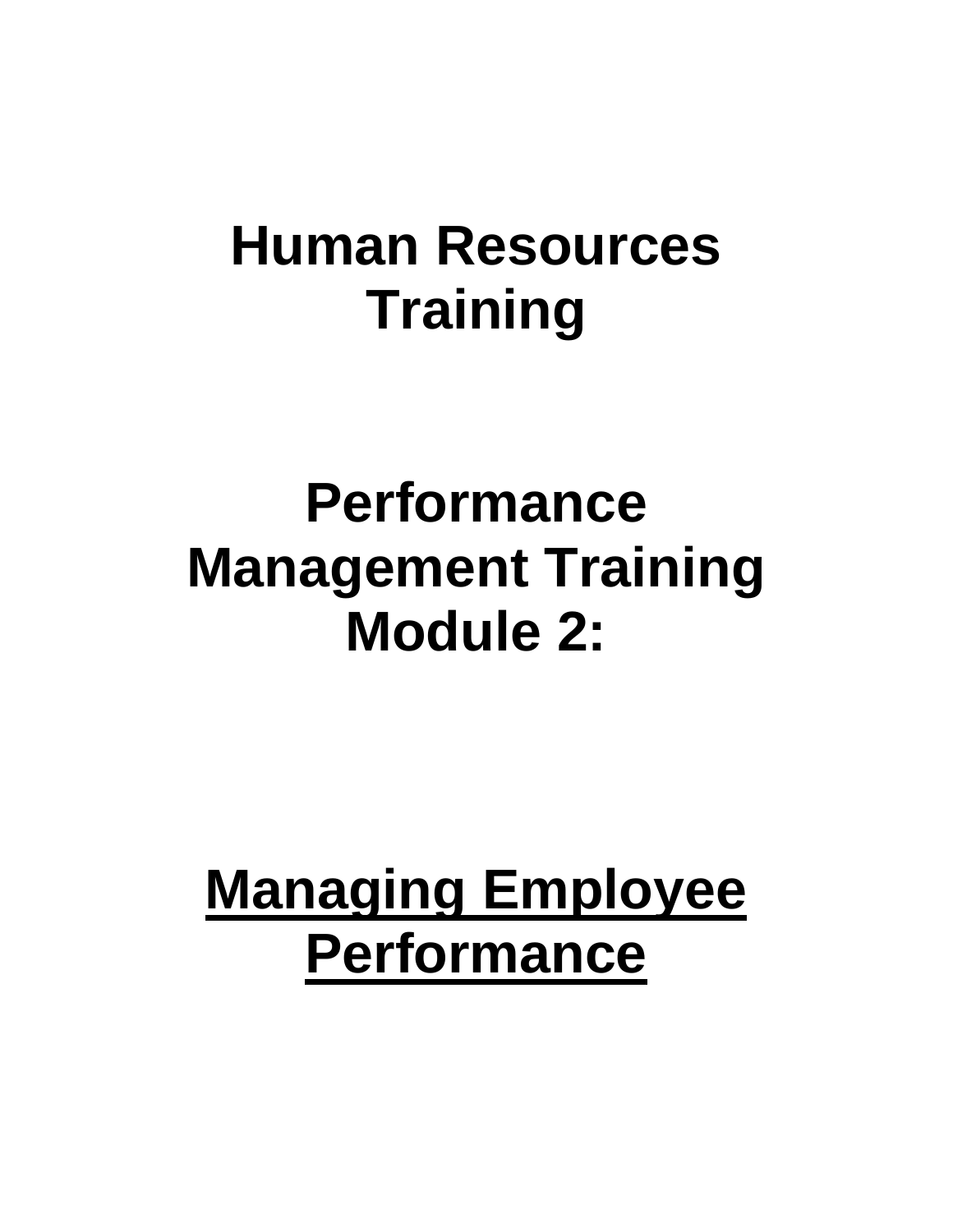# Human Resources Training

# Performance Management Training Module 2:

# <u>Managing Employee Performance</u>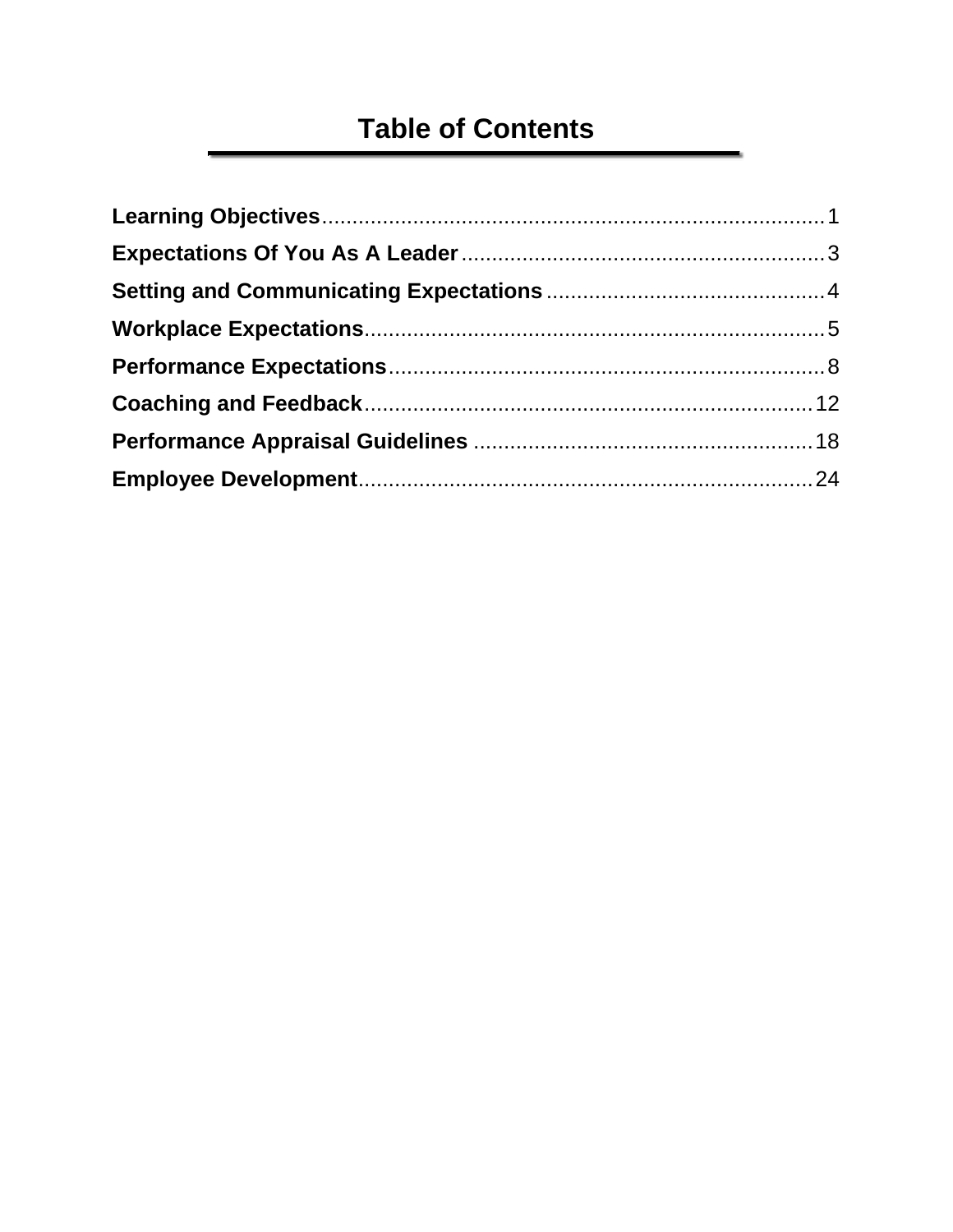# Table of Contents

**Learning Objectives**....................................................................................1

**Expectations Of You As A Leader**............................................................3

**Setting and Communicating Expectations**..............................................4

**Workplace Expectations**............................................................................5

**Performance Expectations**........................................................................8

**Coaching and Feedback**..........................................................................12

**Performance Appraisal Guidelines**........................................................18

**Employee Development**...........................................................................24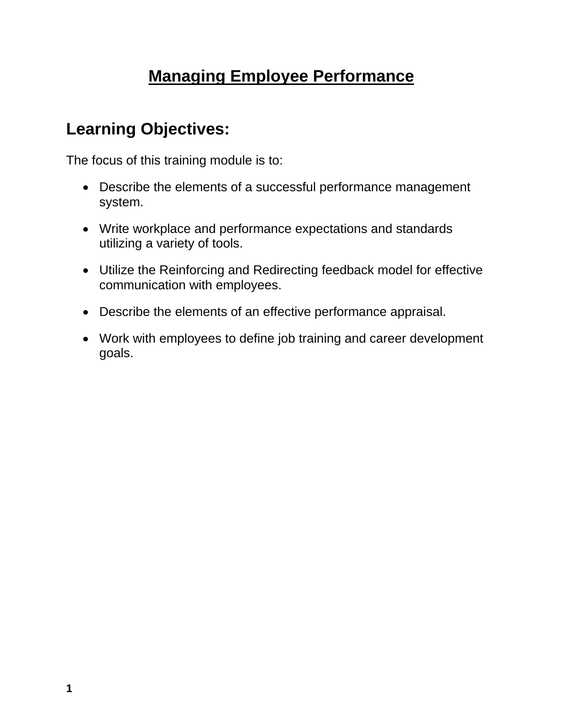# Managing Employee Performance

## Learning Objectives:

The focus of this training module is to:

- Describe the elements of a successful performance management system.
- Write workplace and performance expectations and standards utilizing a variety of tools.
- Utilize the Reinforcing and Redirecting feedback model for effective communication with employees.
- Describe the elements of an effective performance appraisal.
- Work with employees to define job training and career development goals.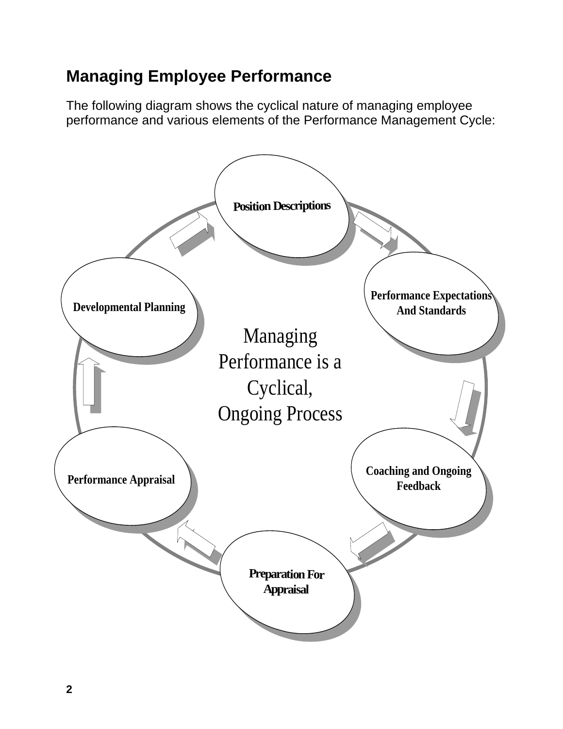## Managing Employee Performance

The following diagram shows the cyclical nature of managing employee performance and various elements of the Performance Management Cycle:

Position Descriptions

Performance Expectations And Standards

Coaching and Ongoing Feedback

Preparation For Appraisal

Performance Appraisal

Developmental Planning

Managing Performance is a Cyclical, Ongoing Process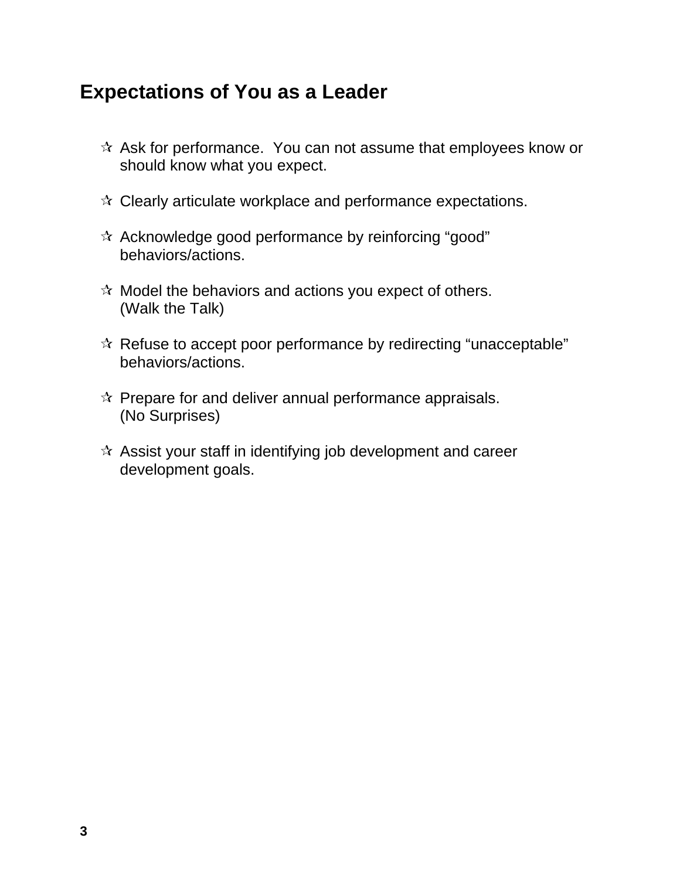## Expectations of You as a Leader

- Ask for performance. You can not assume that employees know or should know what you expect.
- Clearly articulate workplace and performance expectations.
- Acknowledge good performance by reinforcing "good" behaviors/actions.
- Model the behaviors and actions you expect of others. (Walk the Talk)
- Refuse to accept poor performance by redirecting "unacceptable" behaviors/actions.
- Prepare for and deliver annual performance appraisals. (No Surprises)
- Assist your staff in identifying job development and career development goals.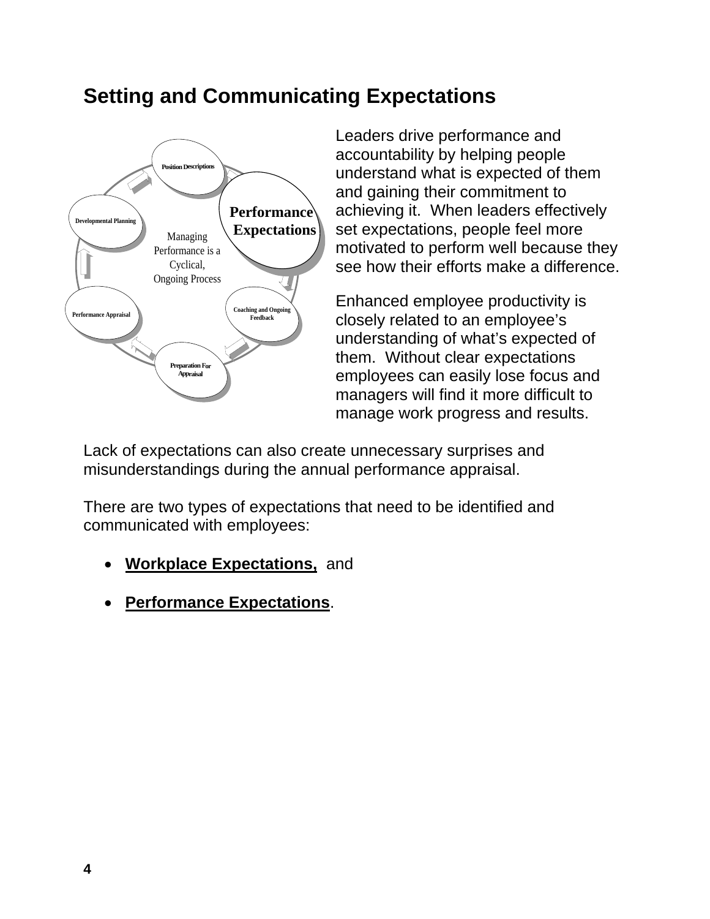## Setting and Communicating Expectations

Position Descriptions

Performance Expectations

Coaching and Ongoing Feedback

Preparation For Appraisal

Performance Appraisal

Developmental Planning

Managing Performance is a Cyclical, Ongoing Process

Leaders drive performance and accountability by helping people understand what is expected of them and gaining their commitment to achieving it. When leaders effectively set expectations, people feel more motivated to perform well because they see how their efforts make a difference.

Enhanced employee productivity is closely related to an employee's understanding of what's expected of them. Without clear expectations employees can easily lose focus and managers will find it more difficult to manage work progress and results.

Lack of expectations can also create unnecessary surprises and misunderstandings during the annual performance appraisal.

There are two types of expectations that need to be identified and communicated with employees:

- **<u>Workplace Expectations,</u>** and
- **<u>Performance Expectations</u>**.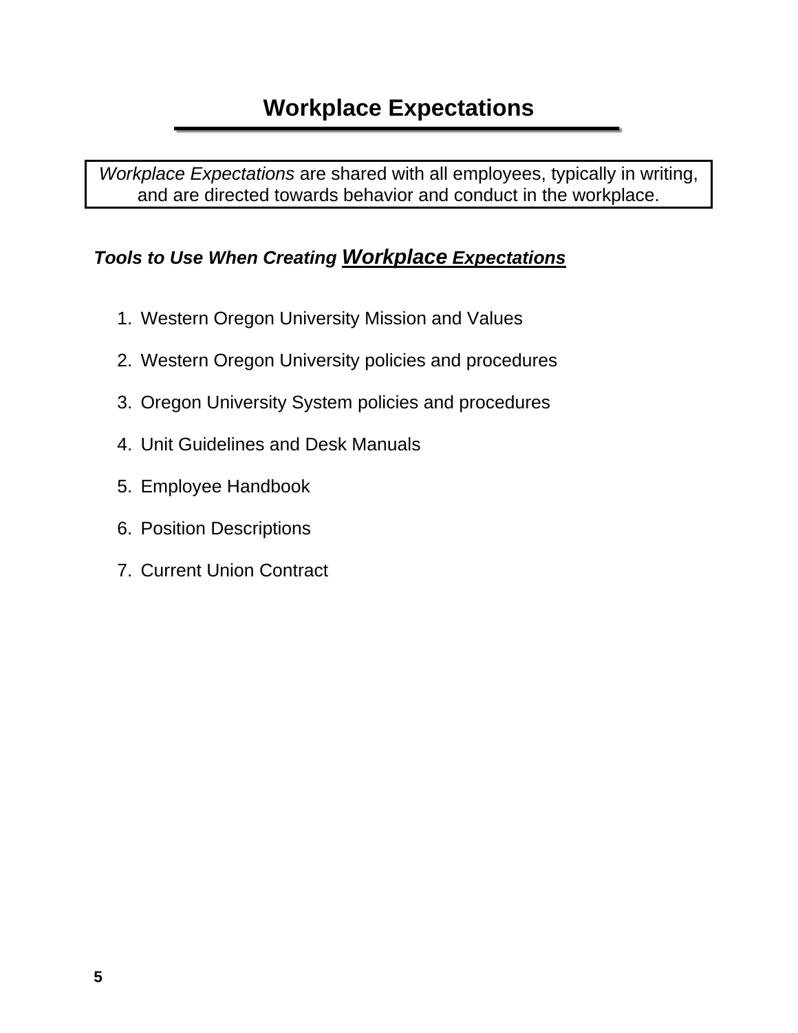# Workplace Expectations

*Workplace Expectations* are shared with all employees, typically in writing, and are directed towards behavior and conduct in the workplace.

***Tools to Use When Creating Workplace Expectations***

1. Western Oregon University Mission and Values
2. Western Oregon University policies and procedures
3. Oregon University System policies and procedures
4. Unit Guidelines and Desk Manuals
5. Employee Handbook
6. Position Descriptions
7. Current Union Contract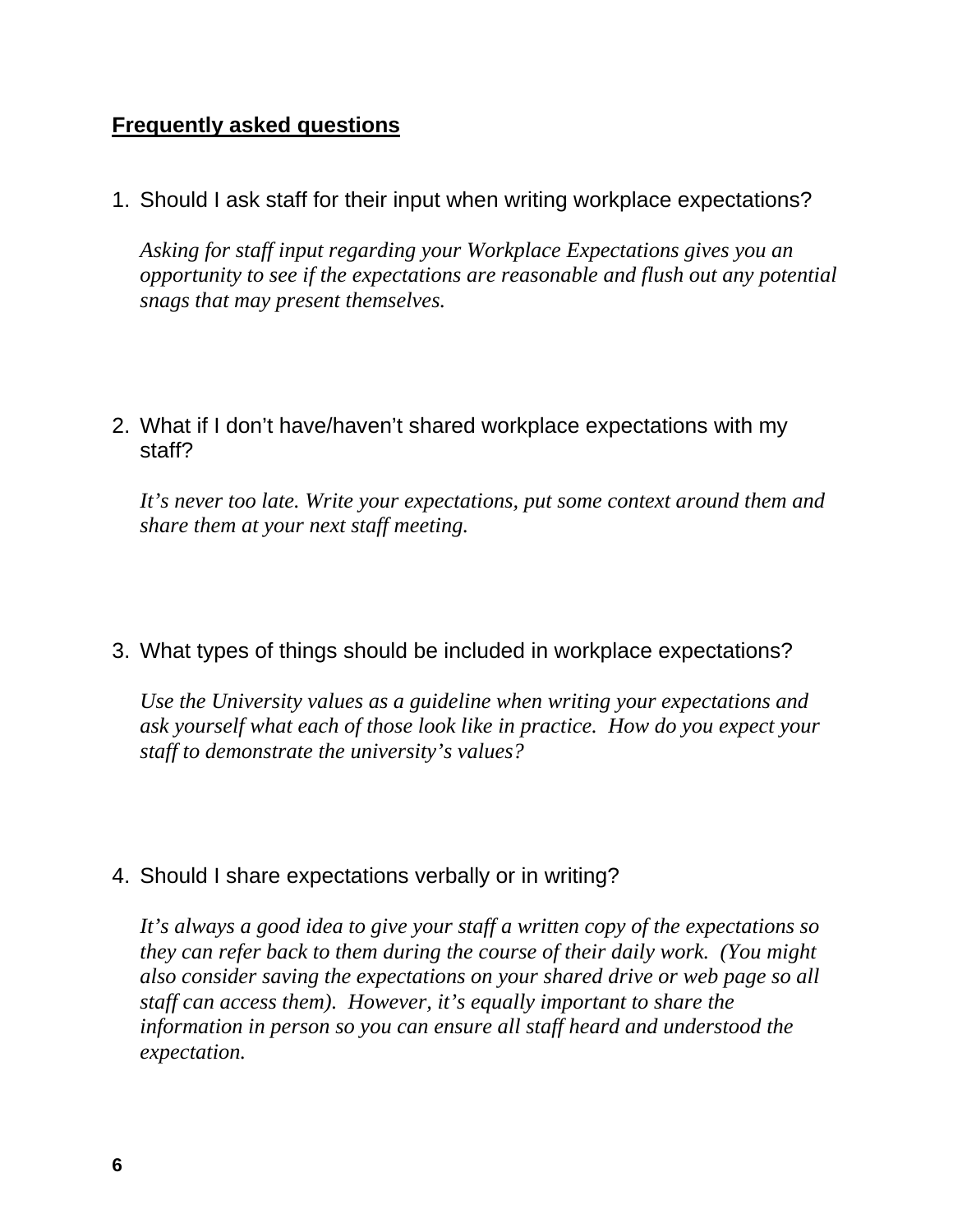## Frequently asked questions

1. Should I ask staff for their input when writing workplace expectations?

   *Asking for staff input regarding your Workplace Expectations gives you an opportunity to see if the expectations are reasonable and flush out any potential snags that may present themselves.*

2. What if I don't have/haven't shared workplace expectations with my staff?

   *It's never too late. Write your expectations, put some context around them and share them at your next staff meeting.*

3. What types of things should be included in workplace expectations?

   *Use the University values as a guideline when writing your expectations and ask yourself what each of those look like in practice. How do you expect your staff to demonstrate the university's values?*

4. Should I share expectations verbally or in writing?

   *It's always a good idea to give your staff a written copy of the expectations so they can refer back to them during the course of their daily work. (You might also consider saving the expectations on your shared drive or web page so all staff can access them). However, it's equally important to share the information in person so you can ensure all staff heard and understood the expectation.*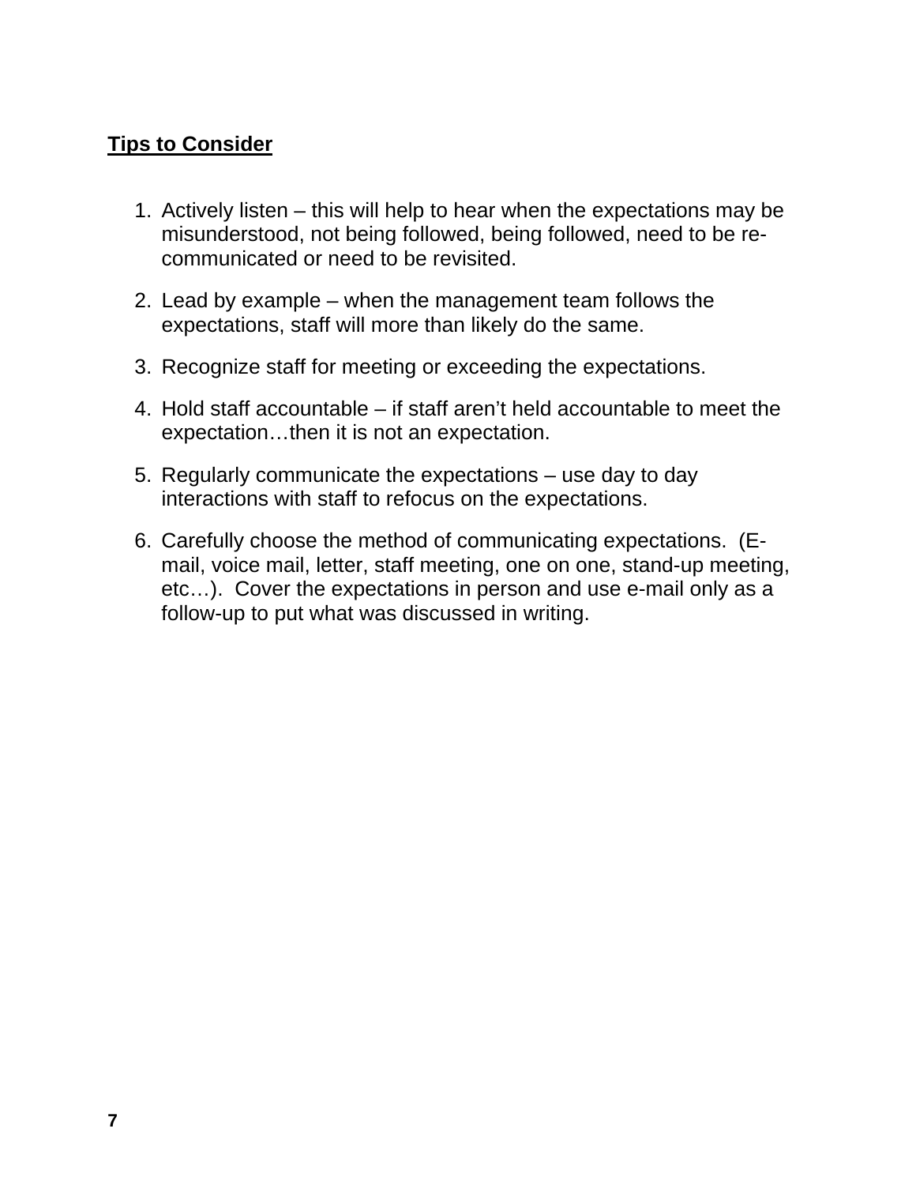**<u>Tips to Consider</u>**

1. Actively listen – this will help to hear when the expectations may be misunderstood, not being followed, being followed, need to be re-communicated or need to be revisited.
2. Lead by example – when the management team follows the expectations, staff will more than likely do the same.
3. Recognize staff for meeting or exceeding the expectations.
4. Hold staff accountable – if staff aren't held accountable to meet the expectation…then it is not an expectation.
5. Regularly communicate the expectations – use day to day interactions with staff to refocus on the expectations.
6. Carefully choose the method of communicating expectations. (E-mail, voice mail, letter, staff meeting, one on one, stand-up meeting, etc…). Cover the expectations in person and use e-mail only as a follow-up to put what was discussed in writing.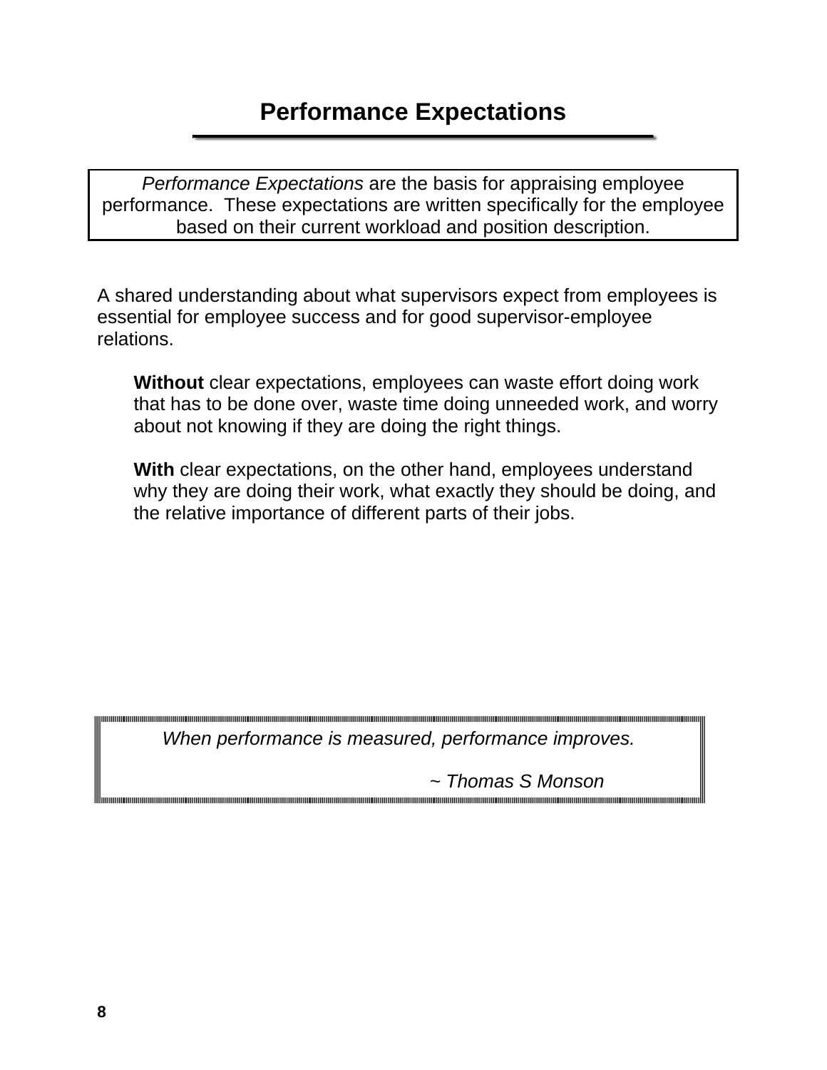# Performance Expectations

*Performance Expectations* are the basis for appraising employee performance. These expectations are written specifically for the employee based on their current workload and position description.

A shared understanding about what supervisors expect from employees is essential for employee success and for good supervisor-employee relations.

> **Without** clear expectations, employees can waste effort doing work that has to be done over, waste time doing unneeded work, and worry about not knowing if they are doing the right things.
>
> **With** clear expectations, on the other hand, employees understand why they are doing their work, what exactly they should be doing, and the relative importance of different parts of their jobs.

*When performance is measured, performance improves.*

*~ Thomas S Monson*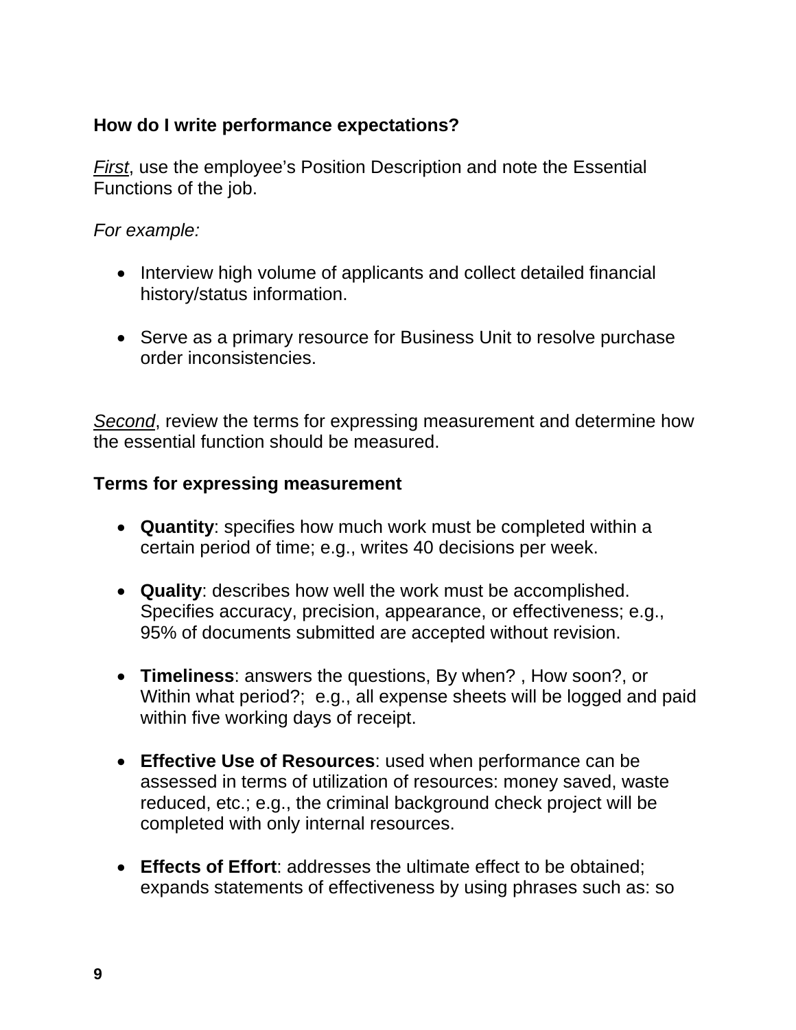**How do I write performance expectations?**

*First*, use the employee's Position Description and note the Essential Functions of the job.

*For example:*

- Interview high volume of applicants and collect detailed financial history/status information.
- Serve as a primary resource for Business Unit to resolve purchase order inconsistencies.

*Second*, review the terms for expressing measurement and determine how the essential function should be measured.

**Terms for expressing measurement**

- **Quantity**: specifies how much work must be completed within a certain period of time; e.g., writes 40 decisions per week.
- **Quality**: describes how well the work must be accomplished. Specifies accuracy, precision, appearance, or effectiveness; e.g., 95% of documents submitted are accepted without revision.
- **Timeliness**: answers the questions, By when? , How soon?, or Within what period?; e.g., all expense sheets will be logged and paid within five working days of receipt.
- **Effective Use of Resources**: used when performance can be assessed in terms of utilization of resources: money saved, waste reduced, etc.; e.g., the criminal background check project will be completed with only internal resources.
- **Effects of Effort**: addresses the ultimate effect to be obtained; expands statements of effectiveness by using phrases such as: so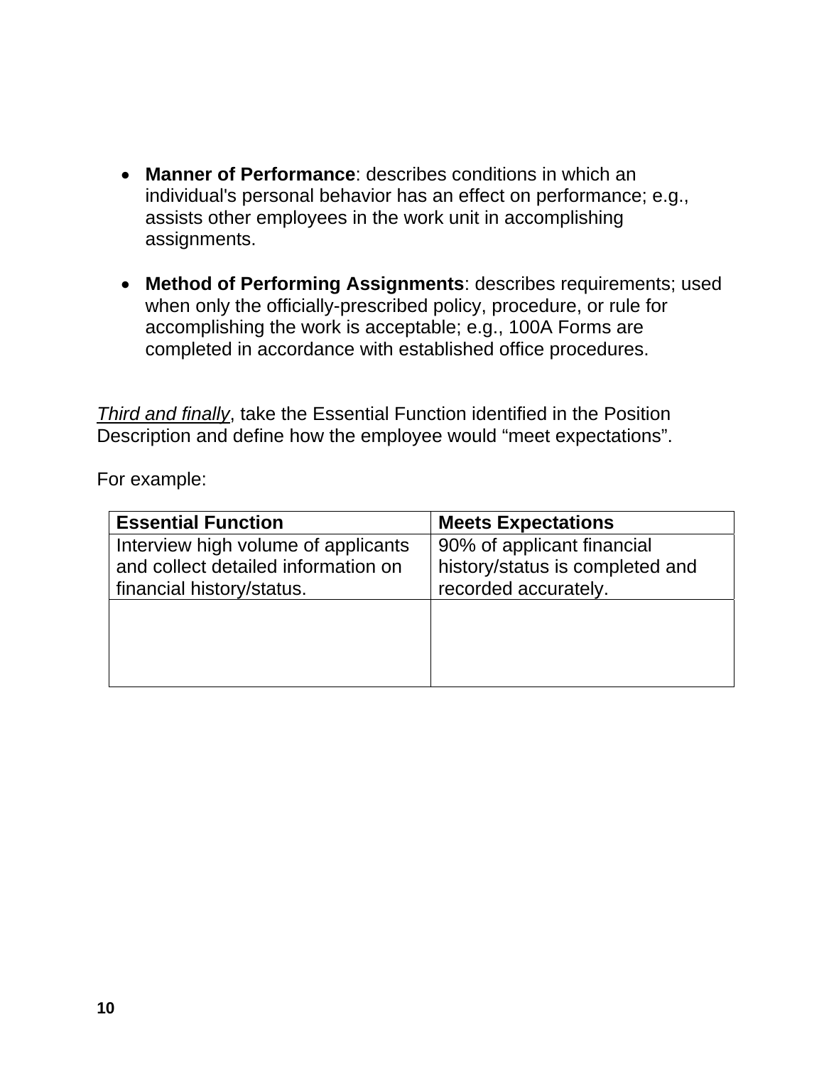- **Manner of Performance**: describes conditions in which an individual's personal behavior has an effect on performance; e.g., assists other employees in the work unit in accomplishing assignments.

- **Method of Performing Assignments**: describes requirements; used when only the officially-prescribed policy, procedure, or rule for accomplishing the work is acceptable; e.g., 100A Forms are completed in accordance with established office procedures.

*Third and finally*, take the Essential Function identified in the Position Description and define how the employee would "meet expectations".

For example:

| Essential Function | Meets Expectations |
|---|---|
| Interview high volume of applicants and collect detailed information on financial history/status. | 90% of applicant financial history/status is completed and recorded accurately. |
| | |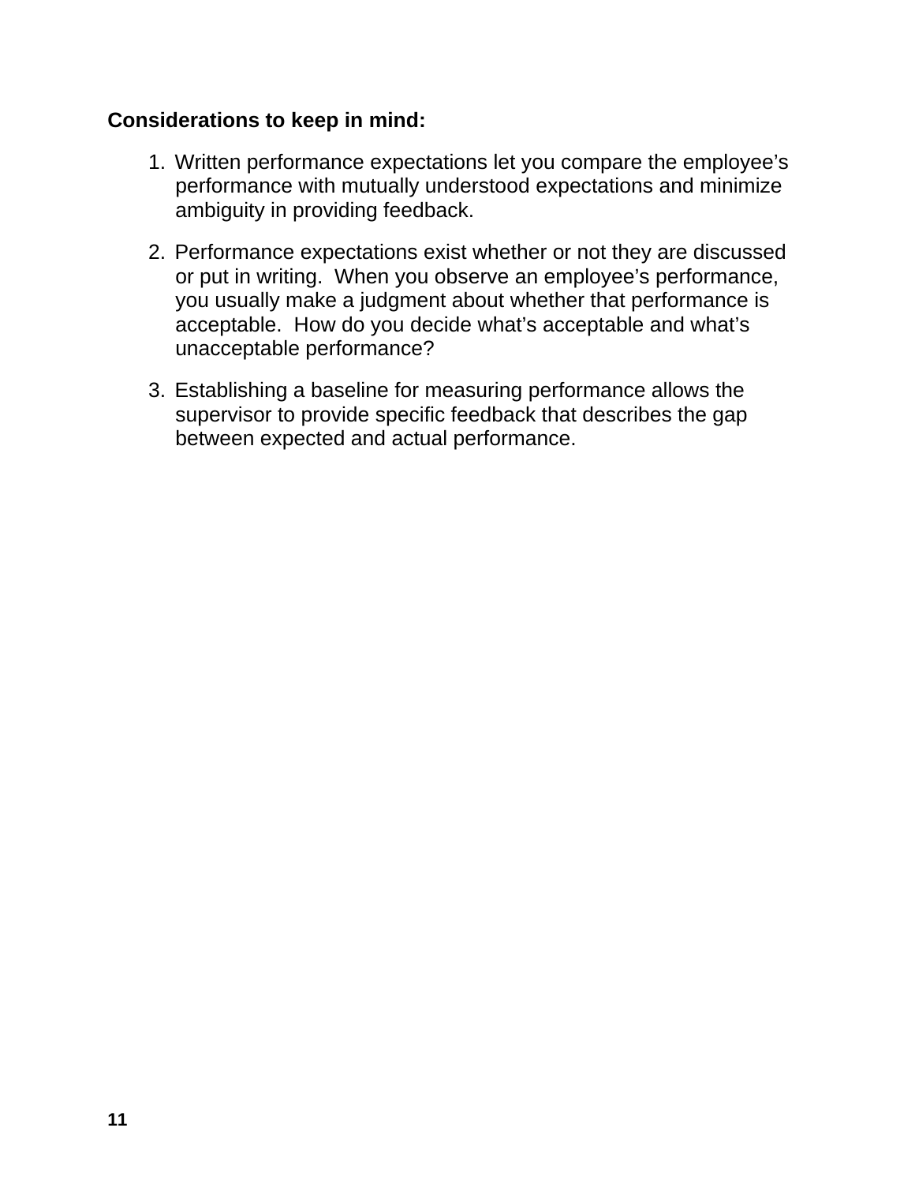**Considerations to keep in mind:**

1. Written performance expectations let you compare the employee's performance with mutually understood expectations and minimize ambiguity in providing feedback.

2. Performance expectations exist whether or not they are discussed or put in writing. When you observe an employee's performance, you usually make a judgment about whether that performance is acceptable. How do you decide what's acceptable and what's unacceptable performance?

3. Establishing a baseline for measuring performance allows the supervisor to provide specific feedback that describes the gap between expected and actual performance.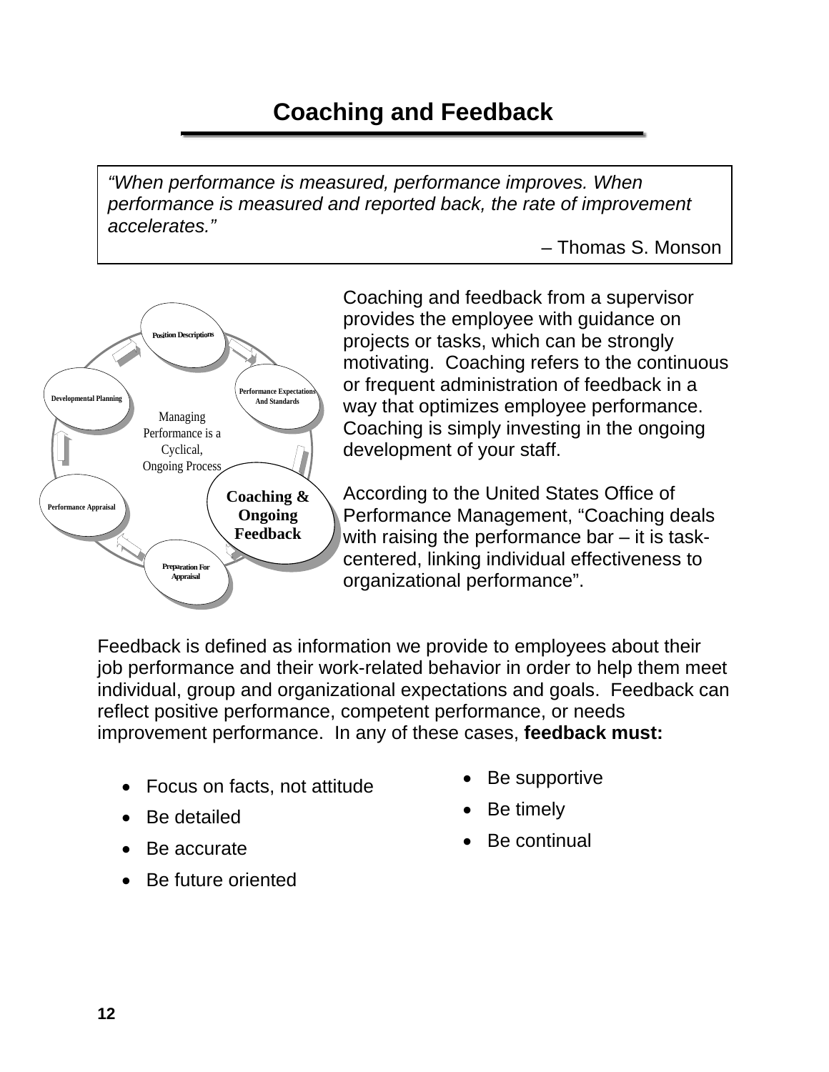# Coaching and Feedback

> *"When performance is measured, performance improves. When performance is measured and reported back, the rate of improvement accelerates."*
>
> – Thomas S. Monson

Position Descriptions

Performance Expectations And Standards

Coaching & Ongoing Feedback

Preparation For Appraisal

Performance Appraisal

Developmental Planning

Managing Performance is a Cyclical, Ongoing Process

Coaching and feedback from a supervisor provides the employee with guidance on projects or tasks, which can be strongly motivating. Coaching refers to the continuous or frequent administration of feedback in a way that optimizes employee performance. Coaching is simply investing in the ongoing development of your staff.

According to the United States Office of Performance Management, "Coaching deals with raising the performance bar – it is task-centered, linking individual effectiveness to organizational performance".

Feedback is defined as information we provide to employees about their job performance and their work-related behavior in order to help them meet individual, group and organizational expectations and goals. Feedback can reflect positive performance, competent performance, or needs improvement performance. In any of these cases, **feedback must:**

- Focus on facts, not attitude
- Be detailed
- Be accurate
- Be future oriented
- Be supportive
- Be timely
- Be continual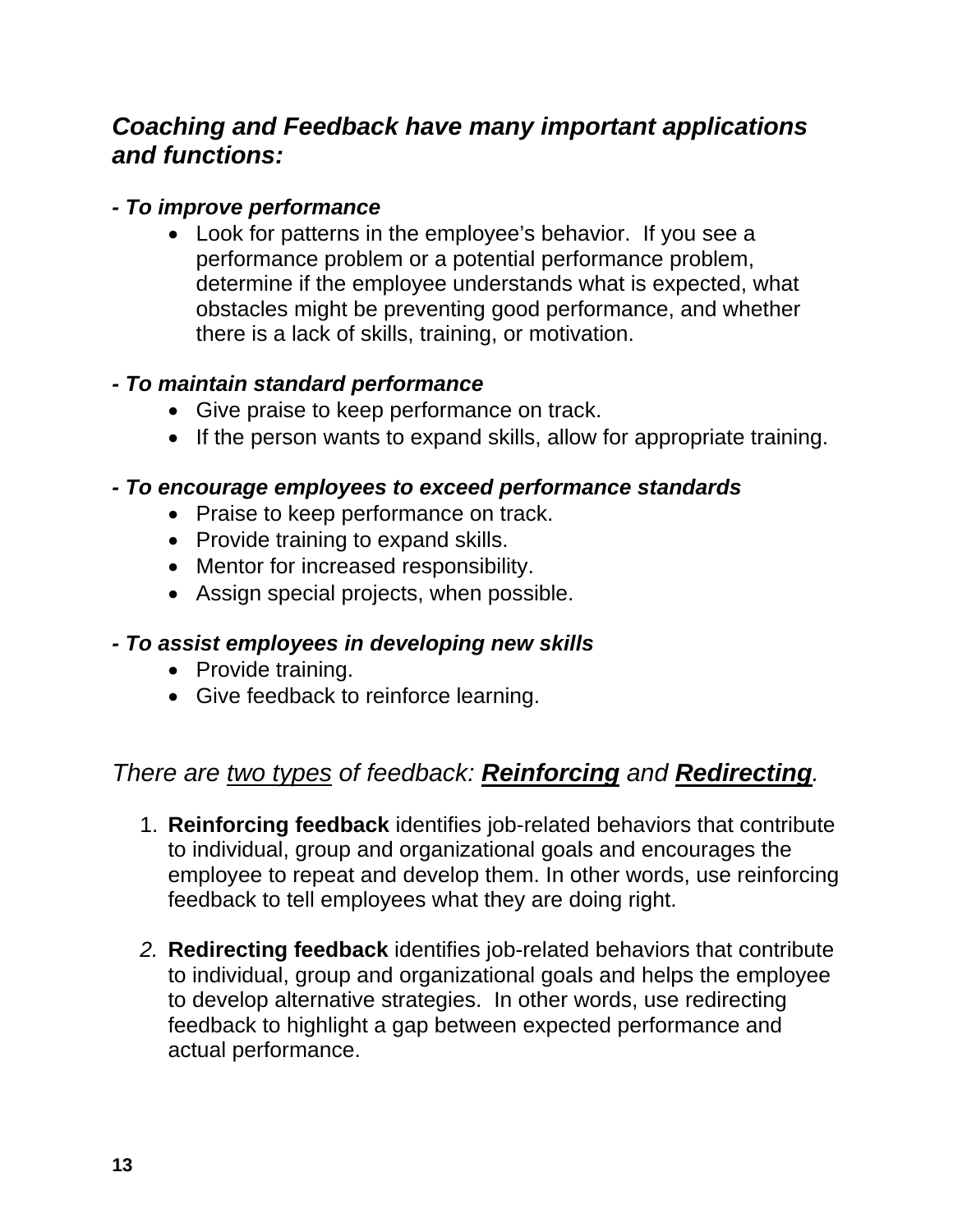## *Coaching and Feedback have many important applications and functions:*

***- To improve performance***

- Look for patterns in the employee's behavior. If you see a performance problem or a potential performance problem, determine if the employee understands what is expected, what obstacles might be preventing good performance, and whether there is a lack of skills, training, or motivation.

***- To maintain standard performance***

- Give praise to keep performance on track.
- If the person wants to expand skills, allow for appropriate training.

***- To encourage employees to exceed performance standards***

- Praise to keep performance on track.
- Provide training to expand skills.
- Mentor for increased responsibility.
- Assign special projects, when possible.

***- To assist employees in developing new skills***

- Provide training.
- Give feedback to reinforce learning.

*There are <u>two types</u> of feedback: <u>**Reinforcing**</u> and <u>**Redirecting**</u>.*

1. **Reinforcing feedback** identifies job-related behaviors that contribute to individual, group and organizational goals and encourages the employee to repeat and develop them. In other words, use reinforcing feedback to tell employees what they are doing right.

2. **Redirecting feedback** identifies job-related behaviors that contribute to individual, group and organizational goals and helps the employee to develop alternative strategies. In other words, use redirecting feedback to highlight a gap between expected performance and actual performance.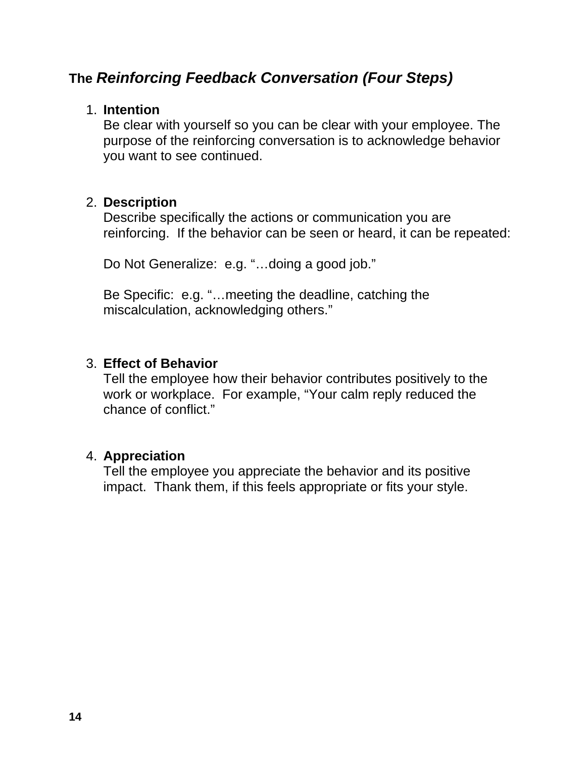## The *Reinforcing Feedback Conversation (Four Steps)*

1. **Intention**
   Be clear with yourself so you can be clear with your employee. The purpose of the reinforcing conversation is to acknowledge behavior you want to see continued.

2. **Description**
   Describe specifically the actions or communication you are reinforcing. If the behavior can be seen or heard, it can be repeated:

   Do Not Generalize: e.g. "…doing a good job."

   Be Specific: e.g. "…meeting the deadline, catching the miscalculation, acknowledging others."

3. **Effect of Behavior**
   Tell the employee how their behavior contributes positively to the work or workplace. For example, "Your calm reply reduced the chance of conflict."

4. **Appreciation**
   Tell the employee you appreciate the behavior and its positive impact. Thank them, if this feels appropriate or fits your style.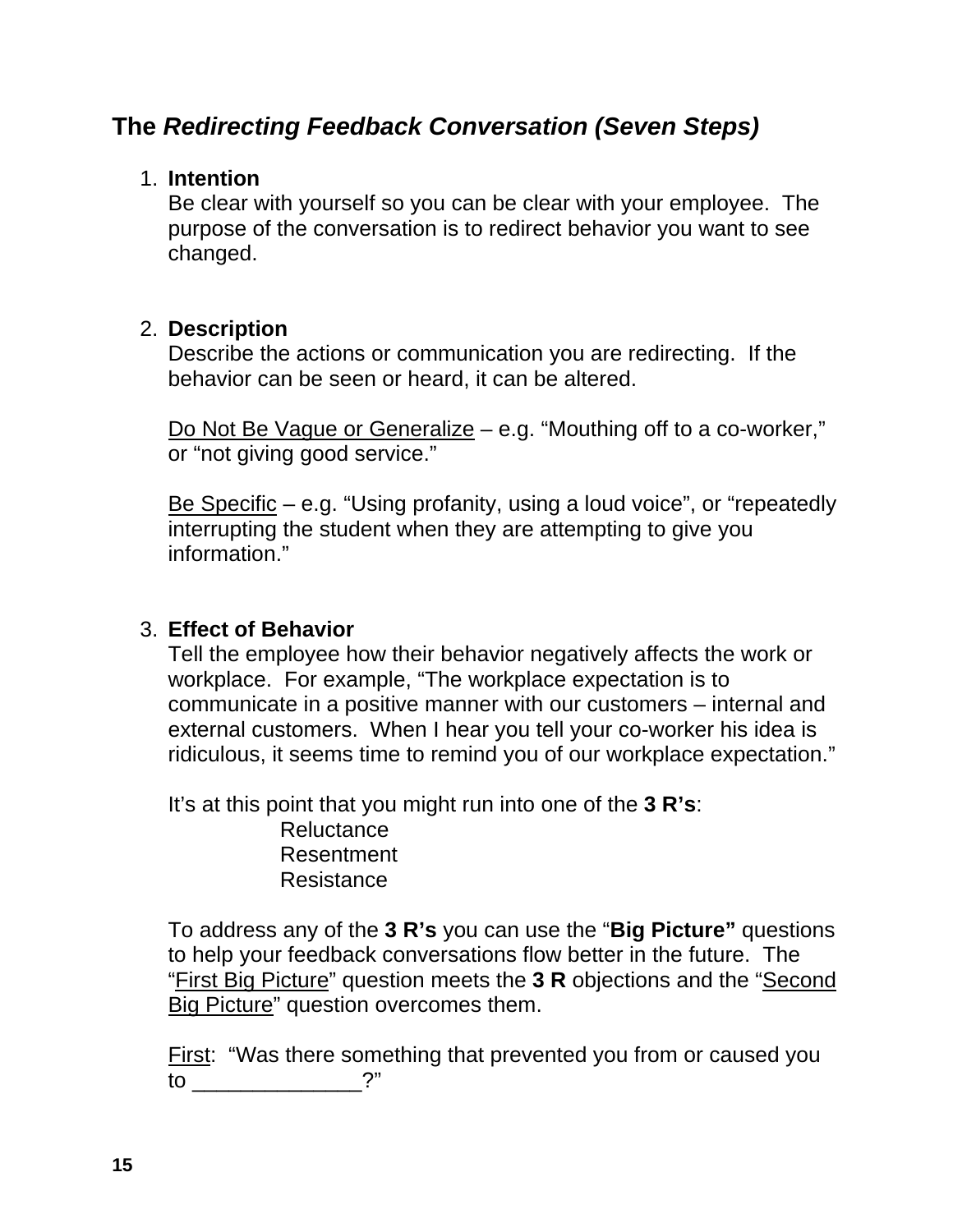## The *Redirecting Feedback Conversation (Seven Steps)*

1. **Intention**
   Be clear with yourself so you can be clear with your employee. The purpose of the conversation is to redirect behavior you want to see changed.

2. **Description**
   Describe the actions or communication you are redirecting. If the behavior can be seen or heard, it can be altered.

   <u>Do Not Be Vague or Generalize</u> – e.g. "Mouthing off to a co-worker," or "not giving good service."

   <u>Be Specific</u> – e.g. "Using profanity, using a loud voice", or "repeatedly interrupting the student when they are attempting to give you information."

3. **Effect of Behavior**
   Tell the employee how their behavior negatively affects the work or workplace. For example, "The workplace expectation is to communicate in a positive manner with our customers – internal and external customers. When I hear you tell your co-worker his idea is ridiculous, it seems time to remind you of our workplace expectation."

   It's at this point that you might run into one of the **3 R's**:
   - Reluctance
   - Resentment
   - Resistance

   To address any of the **3 R's** you can use the "**Big Picture"** questions to help your feedback conversations flow better in the future. The "<u>First Big Picture</u>" question meets the **3 R** objections and the "<u>Second Big Picture</u>" question overcomes them.

   <u>First</u>: "Was there something that prevented you from or caused you to ______________?"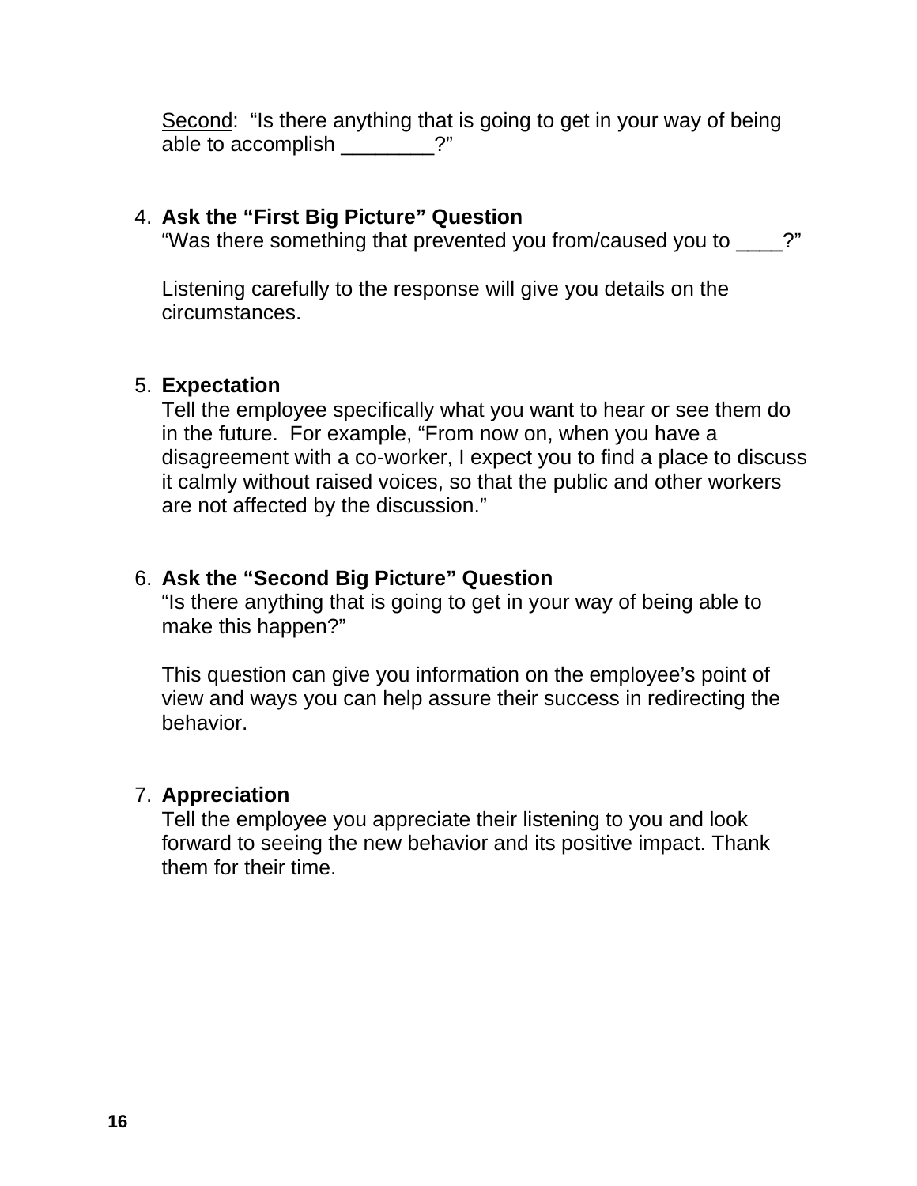Second: "Is there anything that is going to get in your way of being able to accomplish ________?"

4. **Ask the "First Big Picture" Question**
   "Was there something that prevented you from/caused you to ____?"

   Listening carefully to the response will give you details on the circumstances.

5. **Expectation**
   Tell the employee specifically what you want to hear or see them do in the future. For example, "From now on, when you have a disagreement with a co-worker, I expect you to find a place to discuss it calmly without raised voices, so that the public and other workers are not affected by the discussion."

6. **Ask the "Second Big Picture" Question**
   "Is there anything that is going to get in your way of being able to make this happen?"

   This question can give you information on the employee's point of view and ways you can help assure their success in redirecting the behavior.

7. **Appreciation**
   Tell the employee you appreciate their listening to you and look forward to seeing the new behavior and its positive impact. Thank them for their time.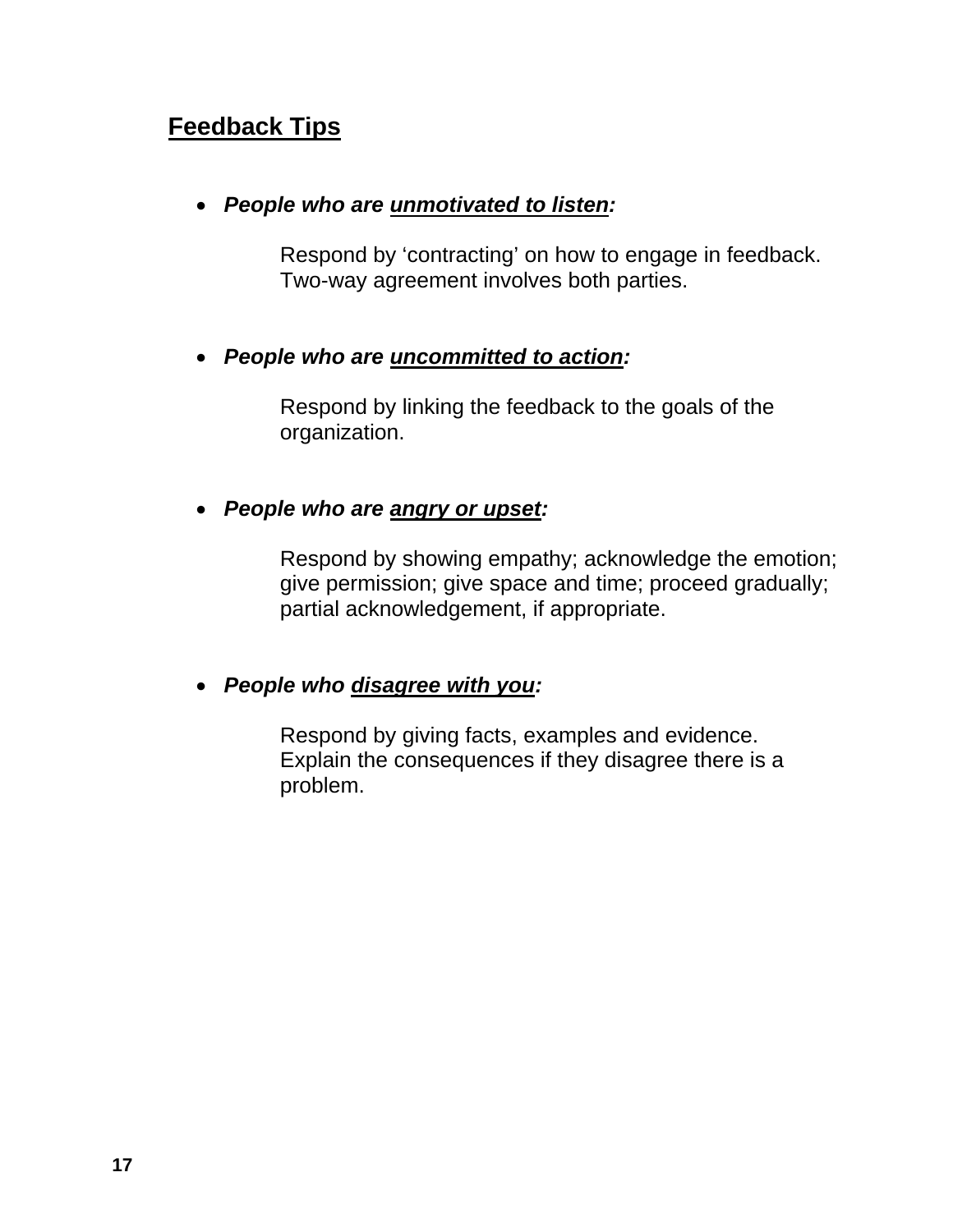## Feedback Tips

- ***People who are <u>unmotivated to listen</u>:***

  Respond by 'contracting' on how to engage in feedback. Two-way agreement involves both parties.

- ***People who are <u>uncommitted to action</u>:***

  Respond by linking the feedback to the goals of the organization.

- ***People who are <u>angry or upset</u>:***

  Respond by showing empathy; acknowledge the emotion; give permission; give space and time; proceed gradually; partial acknowledgement, if appropriate.

- ***People who <u>disagree with you</u>:***

  Respond by giving facts, examples and evidence. Explain the consequences if they disagree there is a problem.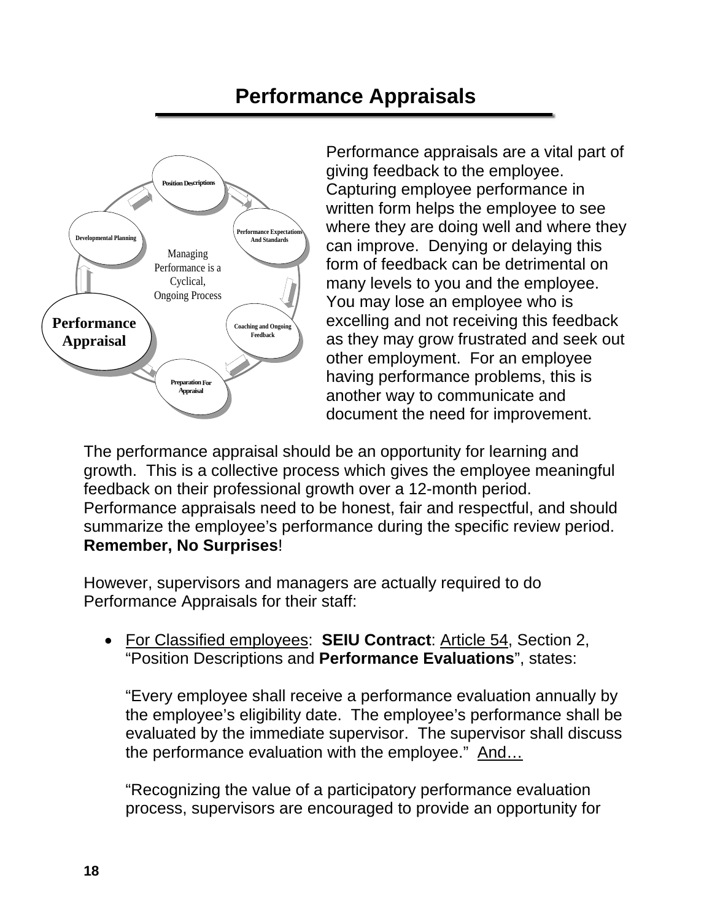# Performance Appraisals

Position Descriptions

Performance Expectations And Standards

Coaching and Ongoing Feedback

Preparation For Appraisal

**Performance Appraisal**

Developmental Planning

Managing Performance is a Cyclical, Ongoing Process

Performance appraisals are a vital part of giving feedback to the employee. Capturing employee performance in written form helps the employee to see where they are doing well and where they can improve. Denying or delaying this form of feedback can be detrimental on many levels to you and the employee. You may lose an employee who is excelling and not receiving this feedback as they may grow frustrated and seek out other employment. For an employee having performance problems, this is another way to communicate and document the need for improvement.

The performance appraisal should be an opportunity for learning and growth. This is a collective process which gives the employee meaningful feedback on their professional growth over a 12-month period. Performance appraisals need to be honest, fair and respectful, and should summarize the employee's performance during the specific review period. **Remember, No Surprises**!

However, supervisors and managers are actually required to do Performance Appraisals for their staff:

- For Classified employees: **SEIU Contract**: Article 54, Section 2, "Position Descriptions and **Performance Evaluations**", states:

  "Every employee shall receive a performance evaluation annually by the employee's eligibility date. The employee's performance shall be evaluated by the immediate supervisor. The supervisor shall discuss the performance evaluation with the employee." And…

  "Recognizing the value of a participatory performance evaluation process, supervisors are encouraged to provide an opportunity for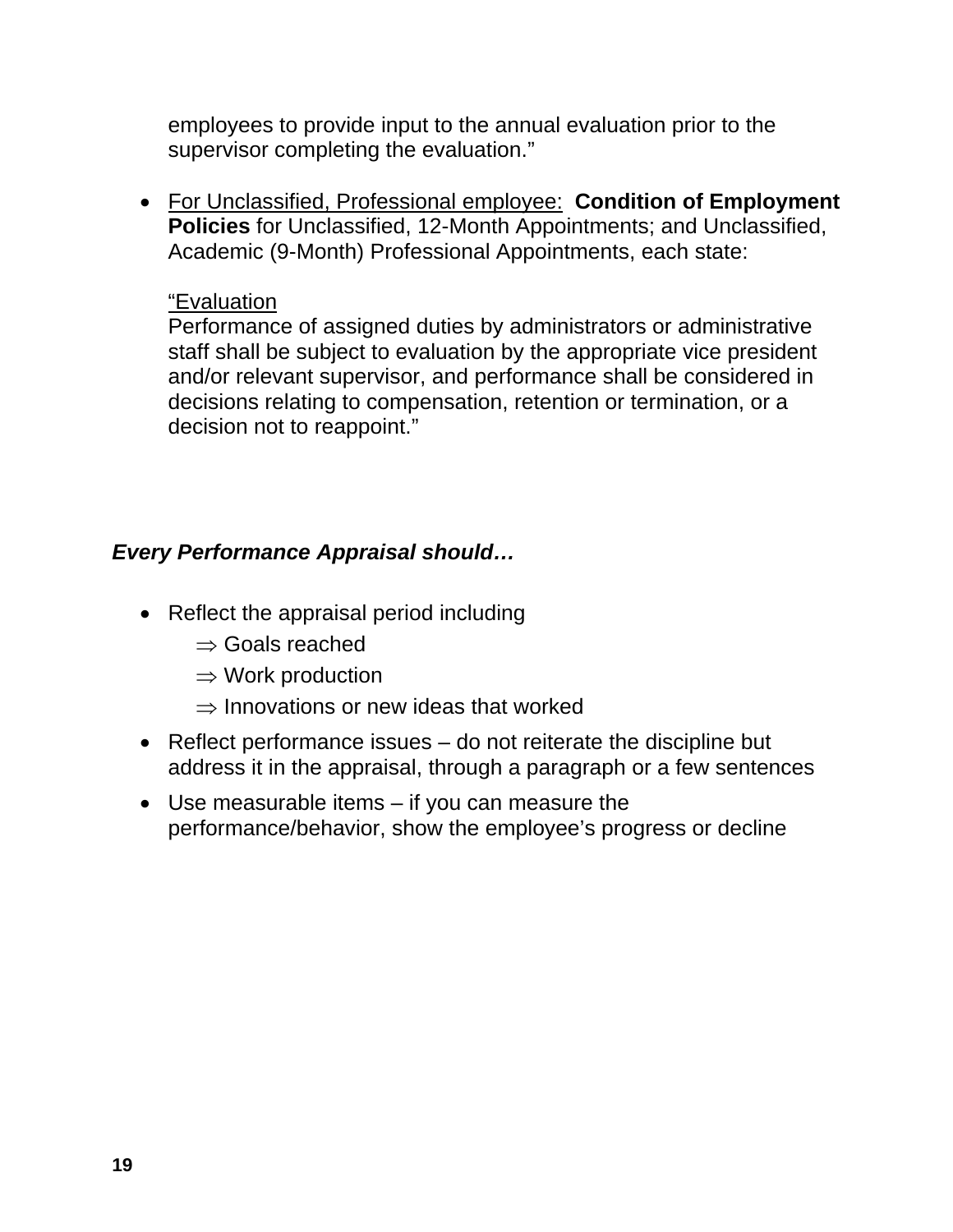employees to provide input to the annual evaluation prior to the supervisor completing the evaluation."

- For Unclassified, Professional employee: **Condition of Employment Policies** for Unclassified, 12-Month Appointments; and Unclassified, Academic (9-Month) Professional Appointments, each state:

  "Evaluation
  Performance of assigned duties by administrators or administrative staff shall be subject to evaluation by the appropriate vice president and/or relevant supervisor, and performance shall be considered in decisions relating to compensation, retention or termination, or a decision not to reappoint."

***Every Performance Appraisal should…***

- Reflect the appraisal period including
  - ⇒ Goals reached
  - ⇒ Work production
  - ⇒ Innovations or new ideas that worked
- Reflect performance issues – do not reiterate the discipline but address it in the appraisal, through a paragraph or a few sentences
- Use measurable items – if you can measure the performance/behavior, show the employee's progress or decline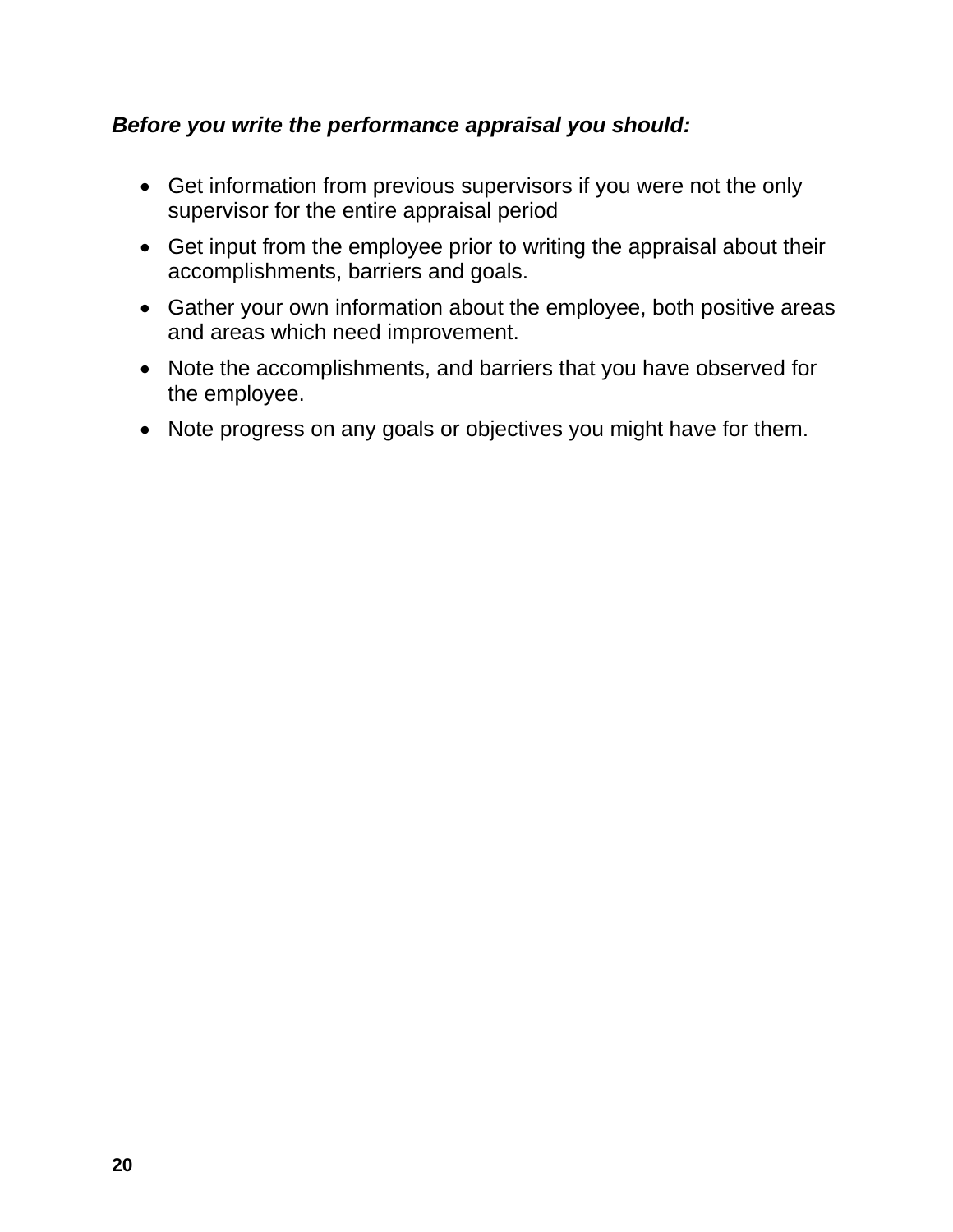***Before you write the performance appraisal you should:***

- Get information from previous supervisors if you were not the only supervisor for the entire appraisal period
- Get input from the employee prior to writing the appraisal about their accomplishments, barriers and goals.
- Gather your own information about the employee, both positive areas and areas which need improvement.
- Note the accomplishments, and barriers that you have observed for the employee.
- Note progress on any goals or objectives you might have for them.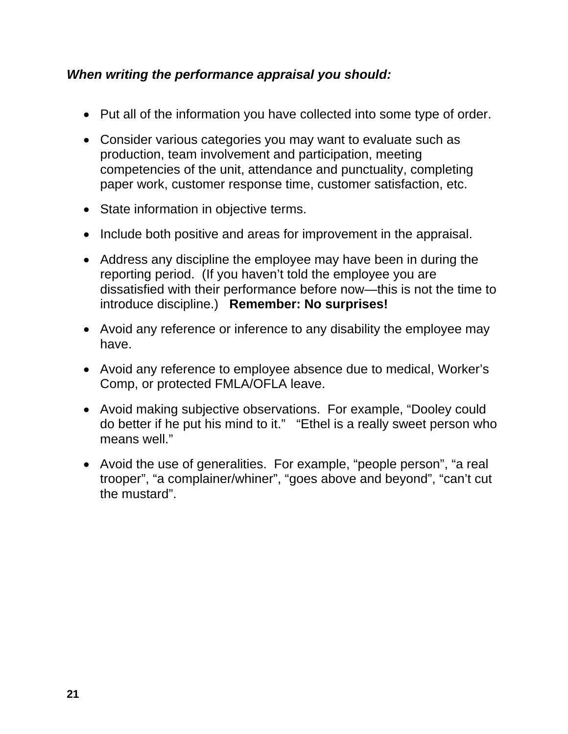***When writing the performance appraisal you should:***

- Put all of the information you have collected into some type of order.
- Consider various categories you may want to evaluate such as production, team involvement and participation, meeting competencies of the unit, attendance and punctuality, completing paper work, customer response time, customer satisfaction, etc.
- State information in objective terms.
- Include both positive and areas for improvement in the appraisal.
- Address any discipline the employee may have been in during the reporting period. (If you haven't told the employee you are dissatisfied with their performance before now—this is not the time to introduce discipline.) **Remember: No surprises!**
- Avoid any reference or inference to any disability the employee may have.
- Avoid any reference to employee absence due to medical, Worker's Comp, or protected FMLA/OFLA leave.
- Avoid making subjective observations. For example, "Dooley could do better if he put his mind to it." "Ethel is a really sweet person who means well."
- Avoid the use of generalities. For example, "people person", "a real trooper", "a complainer/whiner", "goes above and beyond", "can't cut the mustard".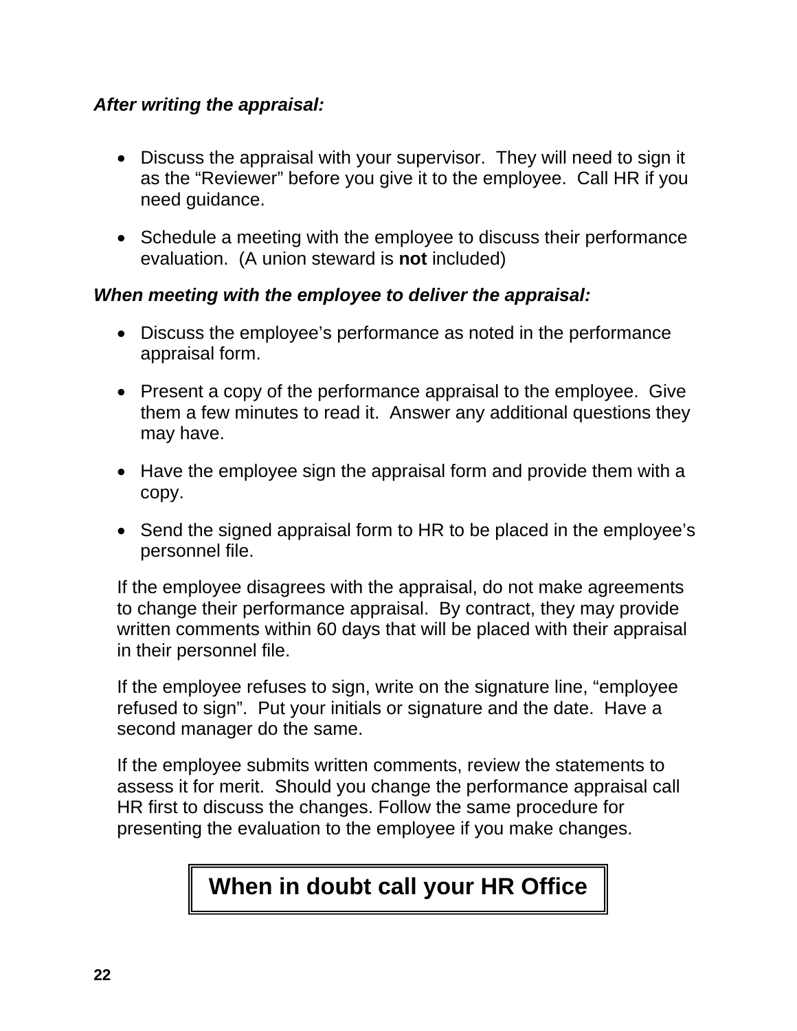***After writing the appraisal:***

- Discuss the appraisal with your supervisor. They will need to sign it as the "Reviewer" before you give it to the employee. Call HR if you need guidance.

- Schedule a meeting with the employee to discuss their performance evaluation. (A union steward is **not** included)

***When meeting with the employee to deliver the appraisal:***

- Discuss the employee's performance as noted in the performance appraisal form.

- Present a copy of the performance appraisal to the employee. Give them a few minutes to read it. Answer any additional questions they may have.

- Have the employee sign the appraisal form and provide them with a copy.

- Send the signed appraisal form to HR to be placed in the employee's personnel file.

If the employee disagrees with the appraisal, do not make agreements to change their performance appraisal. By contract, they may provide written comments within 60 days that will be placed with their appraisal in their personnel file.

If the employee refuses to sign, write on the signature line, "employee refused to sign". Put your initials or signature and the date. Have a second manager do the same.

If the employee submits written comments, review the statements to assess it for merit. Should you change the performance appraisal call HR first to discuss the changes. Follow the same procedure for presenting the evaluation to the employee if you make changes.

**When in doubt call your HR Office**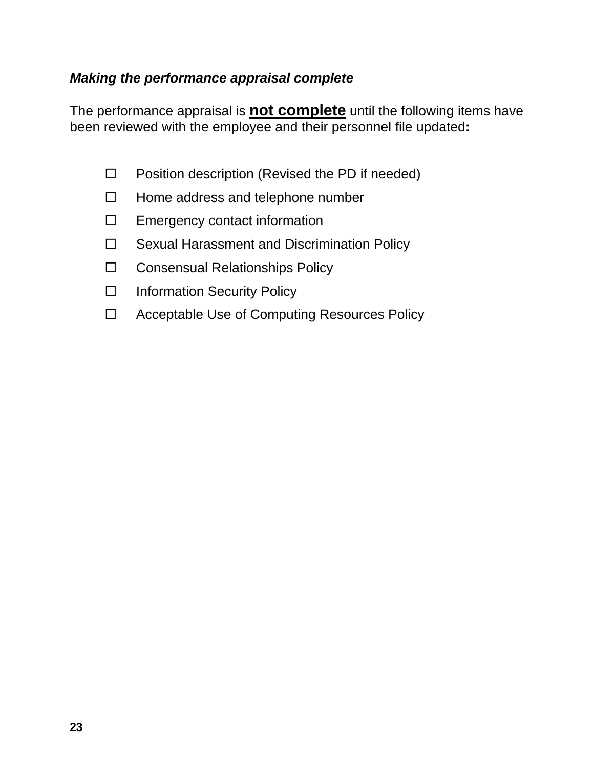***Making the performance appraisal complete***

The performance appraisal is **not complete** until the following items have been reviewed with the employee and their personnel file updated**:**

- ☐ Position description (Revised the PD if needed)
- ☐ Home address and telephone number
- ☐ Emergency contact information
- ☐ Sexual Harassment and Discrimination Policy
- ☐ Consensual Relationships Policy
- ☐ Information Security Policy
- ☐ Acceptable Use of Computing Resources Policy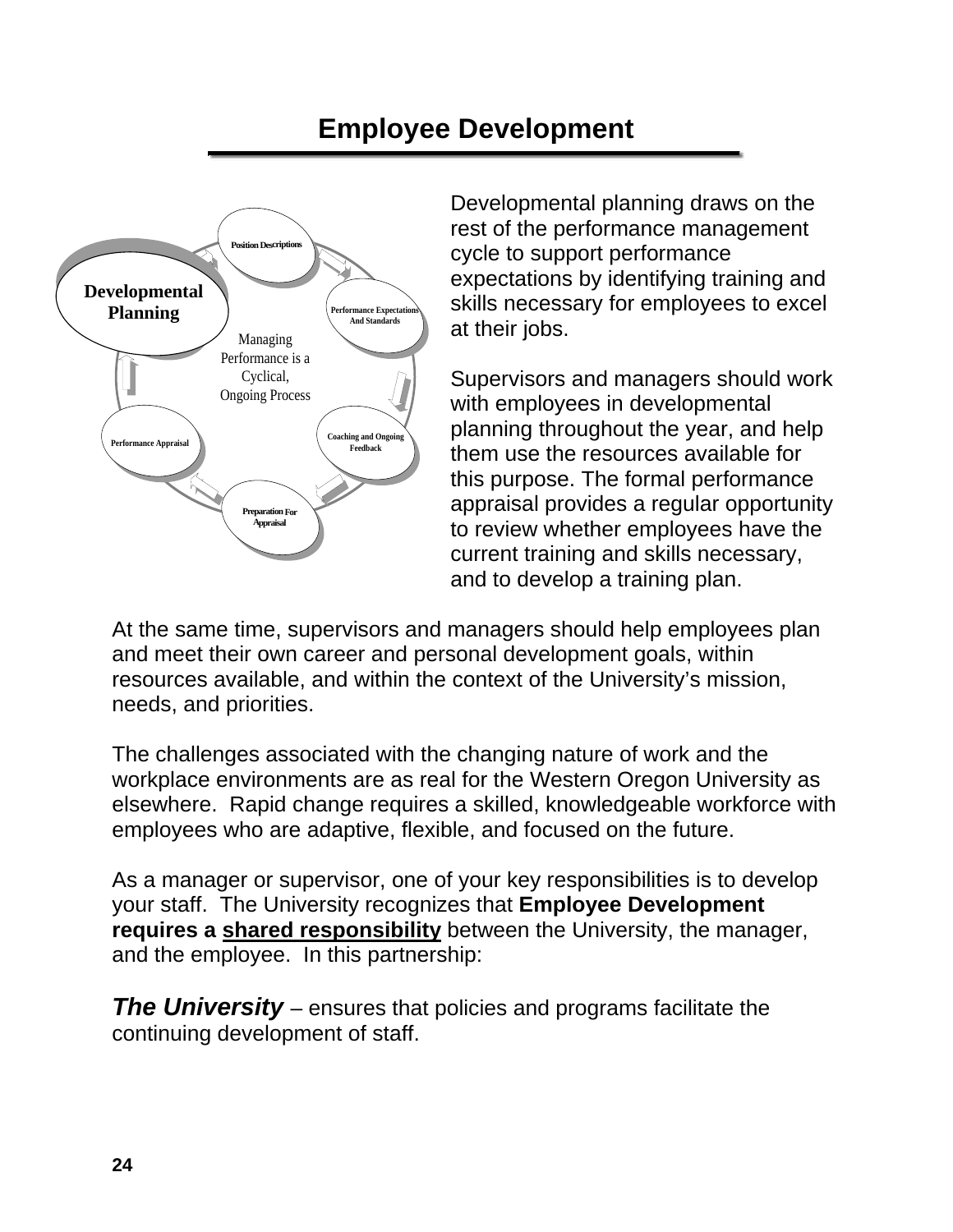# Employee Development

Developmental planning draws on the rest of the performance management cycle to support performance expectations by identifying training and skills necessary for employees to excel at their jobs.

Supervisors and managers should work with employees in developmental planning throughout the year, and help them use the resources available for this purpose. The formal performance appraisal provides a regular opportunity to review whether employees have the current training and skills necessary, and to develop a training plan.

At the same time, supervisors and managers should help employees plan and meet their own career and personal development goals, within resources available, and within the context of the University's mission, needs, and priorities.

The challenges associated with the changing nature of work and the workplace environments are as real for the Western Oregon University as elsewhere. Rapid change requires a skilled, knowledgeable workforce with employees who are adaptive, flexible, and focused on the future.

As a manager or supervisor, one of your key responsibilities is to develop your staff. The University recognizes that **Employee Development requires a <u>shared responsibility</u>** between the University, the manager, and the employee. In this partnership:

***The University*** – ensures that policies and programs facilitate the continuing development of staff.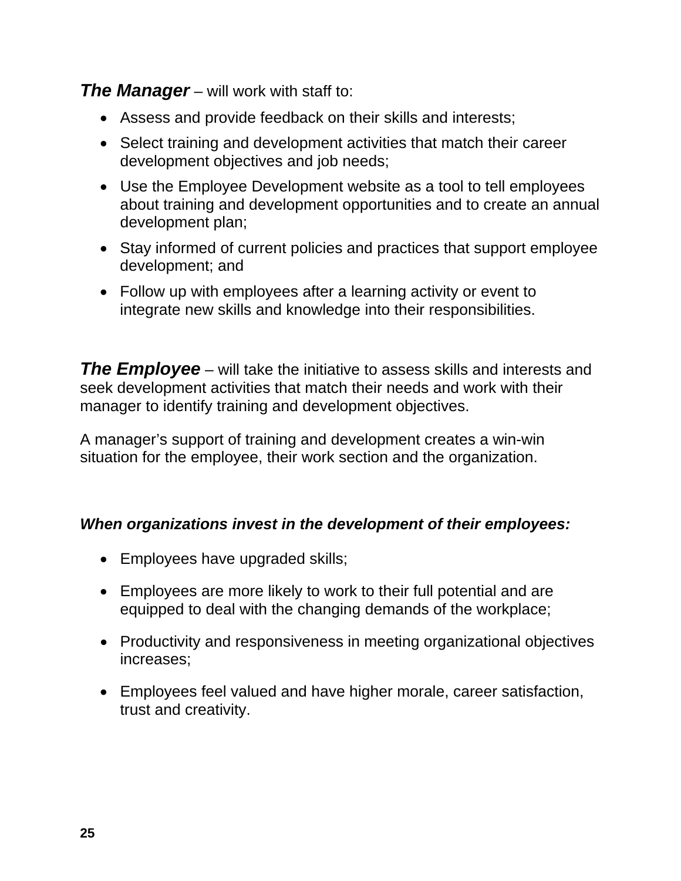***The Manager*** – will work with staff to:

- Assess and provide feedback on their skills and interests;
- Select training and development activities that match their career development objectives and job needs;
- Use the Employee Development website as a tool to tell employees about training and development opportunities and to create an annual development plan;
- Stay informed of current policies and practices that support employee development; and
- Follow up with employees after a learning activity or event to integrate new skills and knowledge into their responsibilities.

***The Employee*** – will take the initiative to assess skills and interests and seek development activities that match their needs and work with their manager to identify training and development objectives.

A manager's support of training and development creates a win-win situation for the employee, their work section and the organization.

***When organizations invest in the development of their employees:***

- Employees have upgraded skills;
- Employees are more likely to work to their full potential and are equipped to deal with the changing demands of the workplace;
- Productivity and responsiveness in meeting organizational objectives increases;
- Employees feel valued and have higher morale, career satisfaction, trust and creativity.